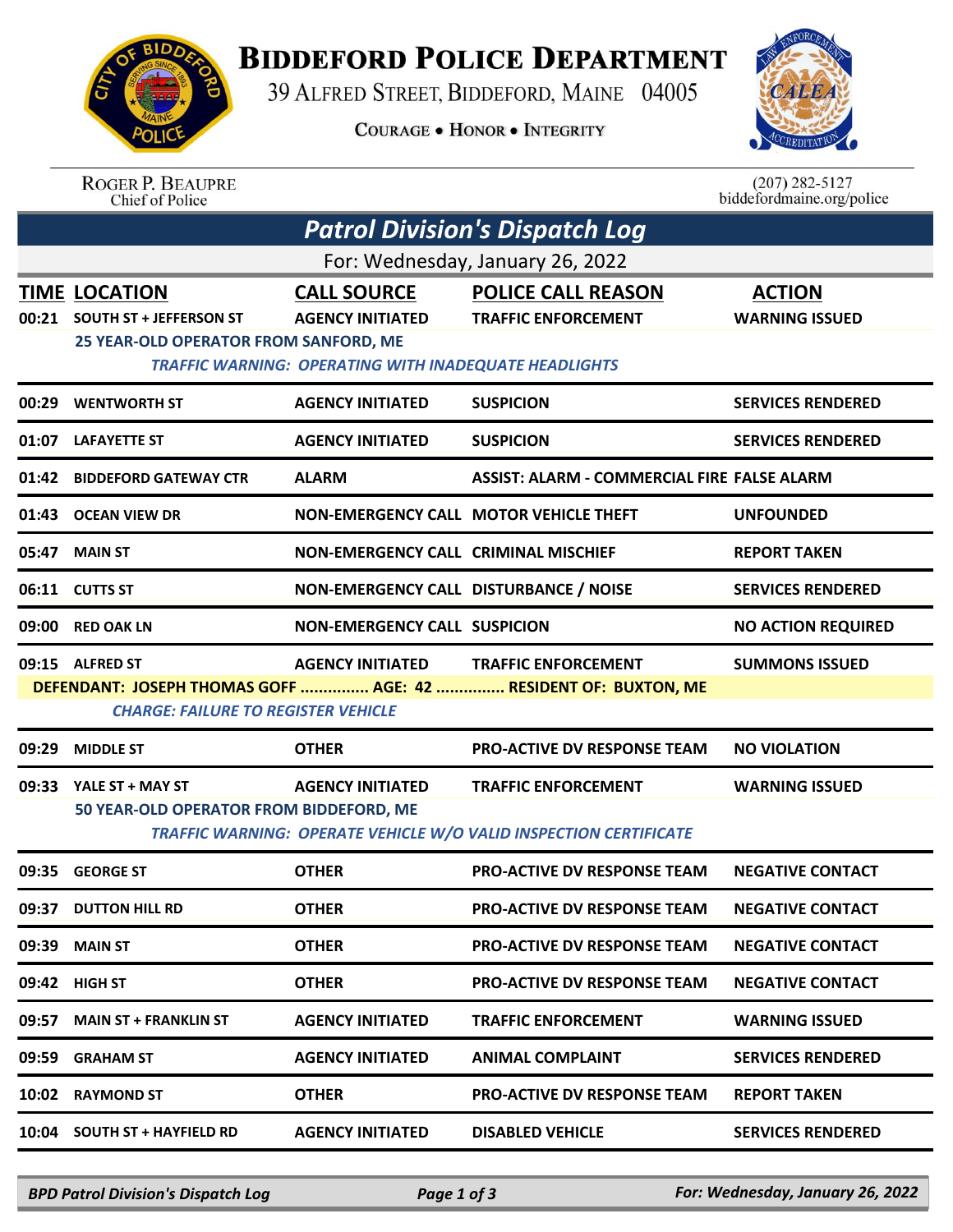# Biddeford Police Department

39 Alfred Street, Biddeford, Maine 04005

Courage • Honor • Integrity

Roger P. Beaupre
Chief of Police

(207) 282-5127
biddefordmaine.org/police

## Patrol Division's Dispatch Log

For: Wednesday, January 26, 2022

| TIME | LOCATION | CALL SOURCE | POLICE CALL REASON | ACTION |
|---|---|---|---|---|
| 00:21 | SOUTH ST + JEFFERSON ST | AGENCY INITIATED | TRAFFIC ENFORCEMENT | WARNING ISSUED |
| | 25 YEAR-OLD OPERATOR FROM SANFORD, ME | | | |
| | *TRAFFIC WARNING: OPERATING WITH INADEQUATE HEADLIGHTS* | | | |
| 00:29 | WENTWORTH ST | AGENCY INITIATED | SUSPICION | SERVICES RENDERED |
| 01:07 | LAFAYETTE ST | AGENCY INITIATED | SUSPICION | SERVICES RENDERED |
| 01:42 | BIDDEFORD GATEWAY CTR | ALARM | ASSIST: ALARM - COMMERCIAL FIRE | FALSE ALARM |
| 01:43 | OCEAN VIEW DR | NON-EMERGENCY CALL | MOTOR VEHICLE THEFT | UNFOUNDED |
| 05:47 | MAIN ST | NON-EMERGENCY CALL | CRIMINAL MISCHIEF | REPORT TAKEN |
| 06:11 | CUTTS ST | NON-EMERGENCY CALL | DISTURBANCE / NOISE | SERVICES RENDERED |
| 09:00 | RED OAK LN | NON-EMERGENCY CALL | SUSPICION | NO ACTION REQUIRED |
| 09:15 | ALFRED ST | AGENCY INITIATED | TRAFFIC ENFORCEMENT | SUMMONS ISSUED |
| | DEFENDANT: JOSEPH THOMAS GOFF ............... AGE: 42 ............... RESIDENT OF: BUXTON, ME | | | |
| | *CHARGE: FAILURE TO REGISTER VEHICLE* | | | |
| 09:29 | MIDDLE ST | OTHER | PRO-ACTIVE DV RESPONSE TEAM | NO VIOLATION |
| 09:33 | YALE ST + MAY ST | AGENCY INITIATED | TRAFFIC ENFORCEMENT | WARNING ISSUED |
| | 50 YEAR-OLD OPERATOR FROM BIDDEFORD, ME | | | |
| | *TRAFFIC WARNING: OPERATE VEHICLE W/O VALID INSPECTION CERTIFICATE* | | | |
| 09:35 | GEORGE ST | OTHER | PRO-ACTIVE DV RESPONSE TEAM | NEGATIVE CONTACT |
| 09:37 | DUTTON HILL RD | OTHER | PRO-ACTIVE DV RESPONSE TEAM | NEGATIVE CONTACT |
| 09:39 | MAIN ST | OTHER | PRO-ACTIVE DV RESPONSE TEAM | NEGATIVE CONTACT |
| 09:42 | HIGH ST | OTHER | PRO-ACTIVE DV RESPONSE TEAM | NEGATIVE CONTACT |
| 09:57 | MAIN ST + FRANKLIN ST | AGENCY INITIATED | TRAFFIC ENFORCEMENT | WARNING ISSUED |
| 09:59 | GRAHAM ST | AGENCY INITIATED | ANIMAL COMPLAINT | SERVICES RENDERED |
| 10:02 | RAYMOND ST | OTHER | PRO-ACTIVE DV RESPONSE TEAM | REPORT TAKEN |
| 10:04 | SOUTH ST + HAYFIELD RD | AGENCY INITIATED | DISABLED VEHICLE | SERVICES RENDERED |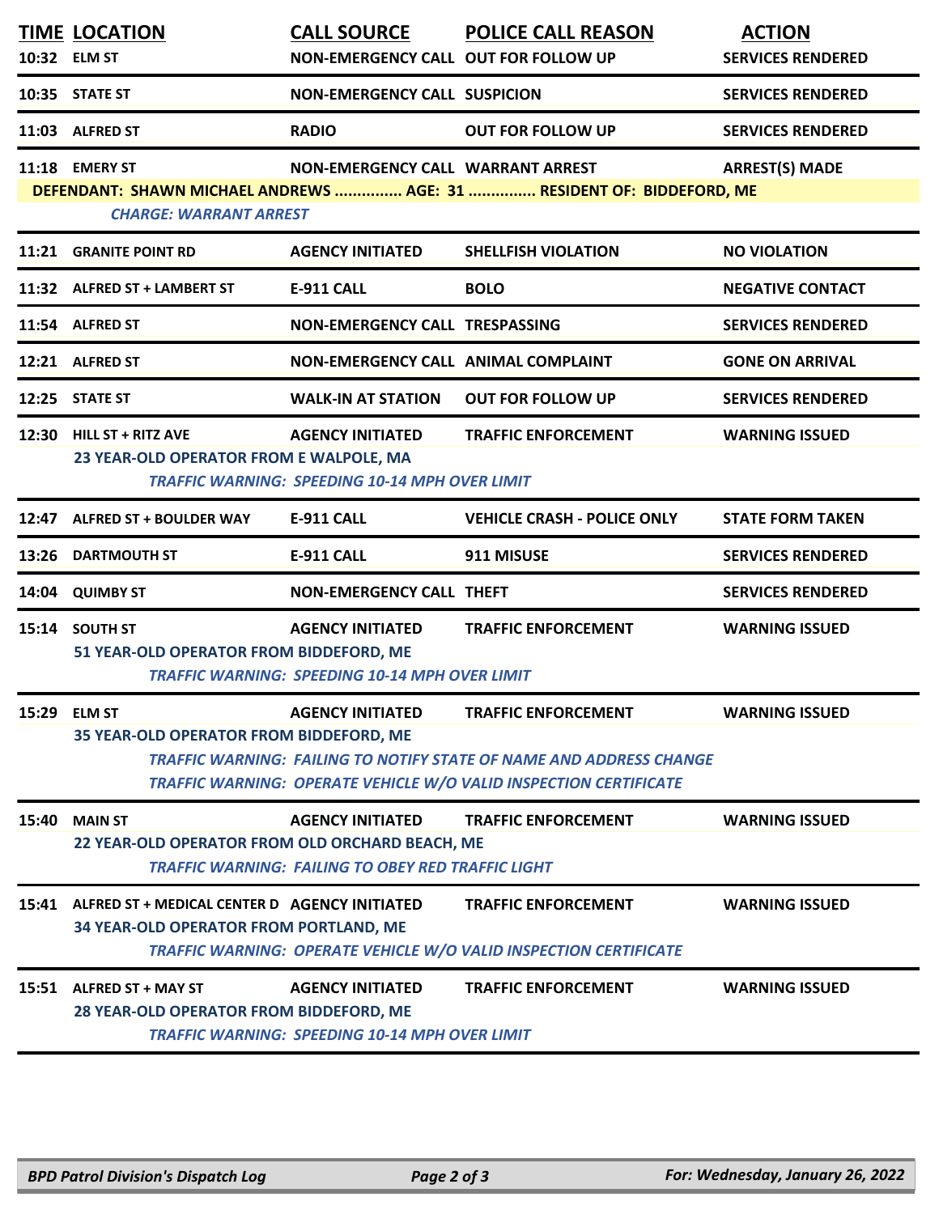| TIME | LOCATION | CALL SOURCE | POLICE CALL REASON | ACTION |
|---|---|---|---|---|
| 10:32 | ELM ST | NON-EMERGENCY CALL | OUT FOR FOLLOW UP | SERVICES RENDERED |
| 10:35 | STATE ST | NON-EMERGENCY CALL | SUSPICION | SERVICES RENDERED |
| 11:03 | ALFRED ST | RADIO | OUT FOR FOLLOW UP | SERVICES RENDERED |
| 11:18 | EMERY ST | NON-EMERGENCY CALL | WARRANT ARREST | ARREST(S) MADE |
| | DEFENDANT: SHAWN MICHAEL ANDREWS ............... AGE: 31 ............... RESIDENT OF: BIDDEFORD, ME | | | |
| | *CHARGE: WARRANT ARREST* | | | |
| 11:21 | GRANITE POINT RD | AGENCY INITIATED | SHELLFISH VIOLATION | NO VIOLATION |
| 11:32 | ALFRED ST + LAMBERT ST | E-911 CALL | BOLO | NEGATIVE CONTACT |
| 11:54 | ALFRED ST | NON-EMERGENCY CALL | TRESPASSING | SERVICES RENDERED |
| 12:21 | ALFRED ST | NON-EMERGENCY CALL | ANIMAL COMPLAINT | GONE ON ARRIVAL |
| 12:25 | STATE ST | WALK-IN AT STATION | OUT FOR FOLLOW UP | SERVICES RENDERED |
| 12:30 | HILL ST + RITZ AVE | AGENCY INITIATED | TRAFFIC ENFORCEMENT | WARNING ISSUED |
| | 23 YEAR-OLD OPERATOR FROM E WALPOLE, MA | | | |
| | *TRAFFIC WARNING: SPEEDING 10-14 MPH OVER LIMIT* | | | |
| 12:47 | ALFRED ST + BOULDER WAY | E-911 CALL | VEHICLE CRASH - POLICE ONLY | STATE FORM TAKEN |
| 13:26 | DARTMOUTH ST | E-911 CALL | 911 MISUSE | SERVICES RENDERED |
| 14:04 | QUIMBY ST | NON-EMERGENCY CALL | THEFT | SERVICES RENDERED |
| 15:14 | SOUTH ST | AGENCY INITIATED | TRAFFIC ENFORCEMENT | WARNING ISSUED |
| | 51 YEAR-OLD OPERATOR FROM BIDDEFORD, ME | | | |
| | *TRAFFIC WARNING: SPEEDING 10-14 MPH OVER LIMIT* | | | |
| 15:29 | ELM ST | AGENCY INITIATED | TRAFFIC ENFORCEMENT | WARNING ISSUED |
| | 35 YEAR-OLD OPERATOR FROM BIDDEFORD, ME | | | |
| | *TRAFFIC WARNING: FAILING TO NOTIFY STATE OF NAME AND ADDRESS CHANGE* | | | |
| | *TRAFFIC WARNING: OPERATE VEHICLE W/O VALID INSPECTION CERTIFICATE* | | | |
| 15:40 | MAIN ST | AGENCY INITIATED | TRAFFIC ENFORCEMENT | WARNING ISSUED |
| | 22 YEAR-OLD OPERATOR FROM OLD ORCHARD BEACH, ME | | | |
| | *TRAFFIC WARNING: FAILING TO OBEY RED TRAFFIC LIGHT* | | | |
| 15:41 | ALFRED ST + MEDICAL CENTER D | AGENCY INITIATED | TRAFFIC ENFORCEMENT | WARNING ISSUED |
| | 34 YEAR-OLD OPERATOR FROM PORTLAND, ME | | | |
| | *TRAFFIC WARNING: OPERATE VEHICLE W/O VALID INSPECTION CERTIFICATE* | | | |
| 15:51 | ALFRED ST + MAY ST | AGENCY INITIATED | TRAFFIC ENFORCEMENT | WARNING ISSUED |
| | 28 YEAR-OLD OPERATOR FROM BIDDEFORD, ME | | | |
| | *TRAFFIC WARNING: SPEEDING 10-14 MPH OVER LIMIT* | | | |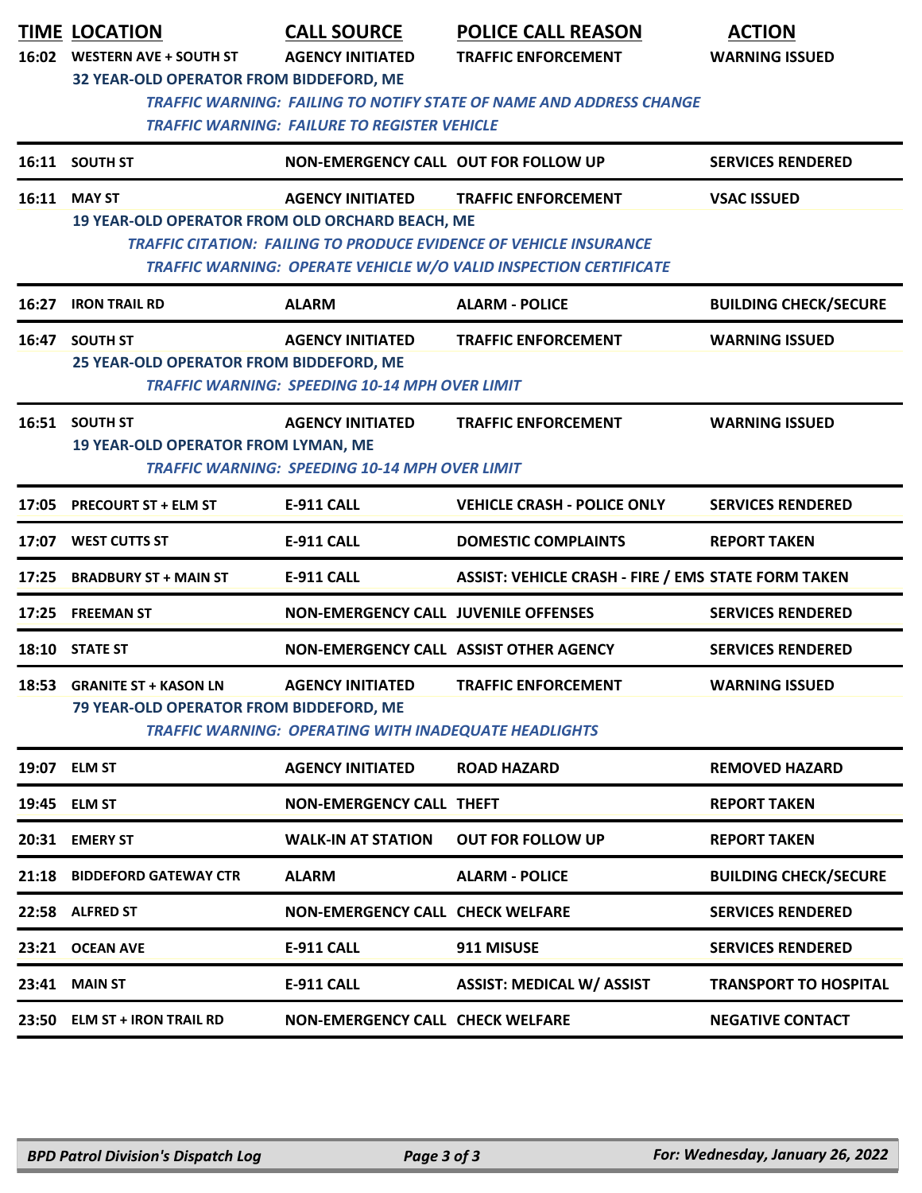| TIME | LOCATION | CALL SOURCE | POLICE CALL REASON | ACTION |
|---|---|---|---|---|
| 16:02 | WESTERN AVE + SOUTH ST | AGENCY INITIATED | TRAFFIC ENFORCEMENT | WARNING ISSUED |
| | 32 YEAR-OLD OPERATOR FROM BIDDEFORD, ME | | | |
| | *TRAFFIC WARNING: FAILING TO NOTIFY STATE OF NAME AND ADDRESS CHANGE* | | | |
| | *TRAFFIC WARNING: FAILURE TO REGISTER VEHICLE* | | | |
| 16:11 | SOUTH ST | NON-EMERGENCY CALL | OUT FOR FOLLOW UP | SERVICES RENDERED |
| 16:11 | MAY ST | AGENCY INITIATED | TRAFFIC ENFORCEMENT | VSAC ISSUED |
| | 19 YEAR-OLD OPERATOR FROM OLD ORCHARD BEACH, ME | | | |
| | *TRAFFIC CITATION: FAILING TO PRODUCE EVIDENCE OF VEHICLE INSURANCE* | | | |
| | *TRAFFIC WARNING: OPERATE VEHICLE W/O VALID INSPECTION CERTIFICATE* | | | |
| 16:27 | IRON TRAIL RD | ALARM | ALARM - POLICE | BUILDING CHECK/SECURE |
| 16:47 | SOUTH ST | AGENCY INITIATED | TRAFFIC ENFORCEMENT | WARNING ISSUED |
| | 25 YEAR-OLD OPERATOR FROM BIDDEFORD, ME | | | |
| | *TRAFFIC WARNING: SPEEDING 10-14 MPH OVER LIMIT* | | | |
| 16:51 | SOUTH ST | AGENCY INITIATED | TRAFFIC ENFORCEMENT | WARNING ISSUED |
| | 19 YEAR-OLD OPERATOR FROM LYMAN, ME | | | |
| | *TRAFFIC WARNING: SPEEDING 10-14 MPH OVER LIMIT* | | | |
| 17:05 | PRECOURT ST + ELM ST | E-911 CALL | VEHICLE CRASH - POLICE ONLY | SERVICES RENDERED |
| 17:07 | WEST CUTTS ST | E-911 CALL | DOMESTIC COMPLAINTS | REPORT TAKEN |
| 17:25 | BRADBURY ST + MAIN ST | E-911 CALL | ASSIST: VEHICLE CRASH - FIRE / EMS | STATE FORM TAKEN |
| 17:25 | FREEMAN ST | NON-EMERGENCY CALL | JUVENILE OFFENSES | SERVICES RENDERED |
| 18:10 | STATE ST | NON-EMERGENCY CALL | ASSIST OTHER AGENCY | SERVICES RENDERED |
| 18:53 | GRANITE ST + KASON LN | AGENCY INITIATED | TRAFFIC ENFORCEMENT | WARNING ISSUED |
| | 79 YEAR-OLD OPERATOR FROM BIDDEFORD, ME | | | |
| | *TRAFFIC WARNING: OPERATING WITH INADEQUATE HEADLIGHTS* | | | |
| 19:07 | ELM ST | AGENCY INITIATED | ROAD HAZARD | REMOVED HAZARD |
| 19:45 | ELM ST | NON-EMERGENCY CALL | THEFT | REPORT TAKEN |
| 20:31 | EMERY ST | WALK-IN AT STATION | OUT FOR FOLLOW UP | REPORT TAKEN |
| 21:18 | BIDDEFORD GATEWAY CTR | ALARM | ALARM - POLICE | BUILDING CHECK/SECURE |
| 22:58 | ALFRED ST | NON-EMERGENCY CALL | CHECK WELFARE | SERVICES RENDERED |
| 23:21 | OCEAN AVE | E-911 CALL | 911 MISUSE | SERVICES RENDERED |
| 23:41 | MAIN ST | E-911 CALL | ASSIST: MEDICAL W/ ASSIST | TRANSPORT TO HOSPITAL |
| 23:50 | ELM ST + IRON TRAIL RD | NON-EMERGENCY CALL | CHECK WELFARE | NEGATIVE CONTACT |